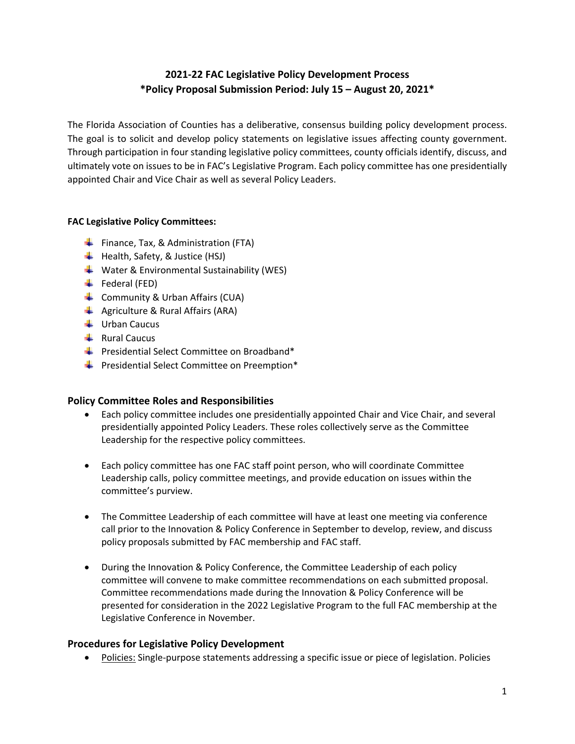# 2021-22 FAC Legislative Policy Development Process
## *Policy Proposal Submission Period: July 15 – August 20, 2021*

The Florida Association of Counties has a deliberative, consensus building policy development process. The goal is to solicit and develop policy statements on legislative issues affecting county government. Through participation in four standing legislative policy committees, county officials identify, discuss, and ultimately vote on issues to be in FAC's Legislative Program. Each policy committee has one presidentially appointed Chair and Vice Chair as well as several Policy Leaders.

**FAC Legislative Policy Committees:**

- Finance, Tax, & Administration (FTA)
- Health, Safety, & Justice (HSJ)
- Water & Environmental Sustainability (WES)
- Federal (FED)
- Community & Urban Affairs (CUA)
- Agriculture & Rural Affairs (ARA)
- Urban Caucus
- Rural Caucus
- Presidential Select Committee on Broadband*
- Presidential Select Committee on Preemption*

## Policy Committee Roles and Responsibilities

- Each policy committee includes one presidentially appointed Chair and Vice Chair, and several presidentially appointed Policy Leaders. These roles collectively serve as the Committee Leadership for the respective policy committees.
- Each policy committee has one FAC staff point person, who will coordinate Committee Leadership calls, policy committee meetings, and provide education on issues within the committee's purview.
- The Committee Leadership of each committee will have at least one meeting via conference call prior to the Innovation & Policy Conference in September to develop, review, and discuss policy proposals submitted by FAC membership and FAC staff.
- During the Innovation & Policy Conference, the Committee Leadership of each policy committee will convene to make committee recommendations on each submitted proposal. Committee recommendations made during the Innovation & Policy Conference will be presented for consideration in the 2022 Legislative Program to the full FAC membership at the Legislative Conference in November.

## Procedures for Legislative Policy Development

- <u>Policies:</u> Single-purpose statements addressing a specific issue or piece of legislation. Policies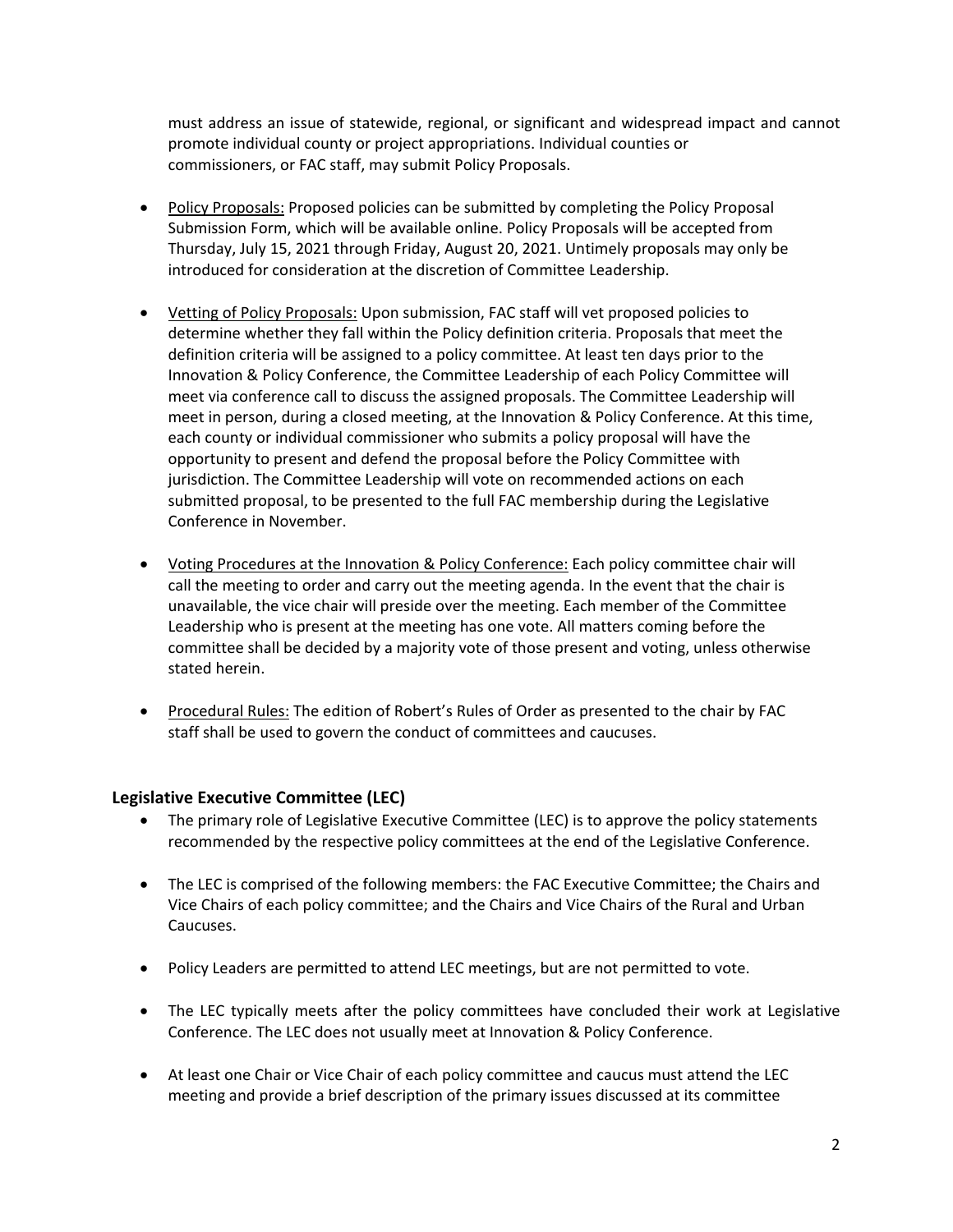must address an issue of statewide, regional, or significant and widespread impact and cannot promote individual county or project appropriations. Individual counties or commissioners, or FAC staff, may submit Policy Proposals.

- Policy Proposals: Proposed policies can be submitted by completing the Policy Proposal Submission Form, which will be available online. Policy Proposals will be accepted from Thursday, July 15, 2021 through Friday, August 20, 2021. Untimely proposals may only be introduced for consideration at the discretion of Committee Leadership.

- Vetting of Policy Proposals: Upon submission, FAC staff will vet proposed policies to determine whether they fall within the Policy definition criteria. Proposals that meet the definition criteria will be assigned to a policy committee. At least ten days prior to the Innovation & Policy Conference, the Committee Leadership of each Policy Committee will meet via conference call to discuss the assigned proposals. The Committee Leadership will meet in person, during a closed meeting, at the Innovation & Policy Conference. At this time, each county or individual commissioner who submits a policy proposal will have the opportunity to present and defend the proposal before the Policy Committee with jurisdiction. The Committee Leadership will vote on recommended actions on each submitted proposal, to be presented to the full FAC membership during the Legislative Conference in November.

- Voting Procedures at the Innovation & Policy Conference: Each policy committee chair will call the meeting to order and carry out the meeting agenda. In the event that the chair is unavailable, the vice chair will preside over the meeting. Each member of the Committee Leadership who is present at the meeting has one vote. All matters coming before the committee shall be decided by a majority vote of those present and voting, unless otherwise stated herein.

- Procedural Rules: The edition of Robert's Rules of Order as presented to the chair by FAC staff shall be used to govern the conduct of committees and caucuses.

### Legislative Executive Committee (LEC)

- The primary role of Legislative Executive Committee (LEC) is to approve the policy statements recommended by the respective policy committees at the end of the Legislative Conference.

- The LEC is comprised of the following members: the FAC Executive Committee; the Chairs and Vice Chairs of each policy committee; and the Chairs and Vice Chairs of the Rural and Urban Caucuses.

- Policy Leaders are permitted to attend LEC meetings, but are not permitted to vote.

- The LEC typically meets after the policy committees have concluded their work at Legislative Conference. The LEC does not usually meet at Innovation & Policy Conference.

- At least one Chair or Vice Chair of each policy committee and caucus must attend the LEC meeting and provide a brief description of the primary issues discussed at its committee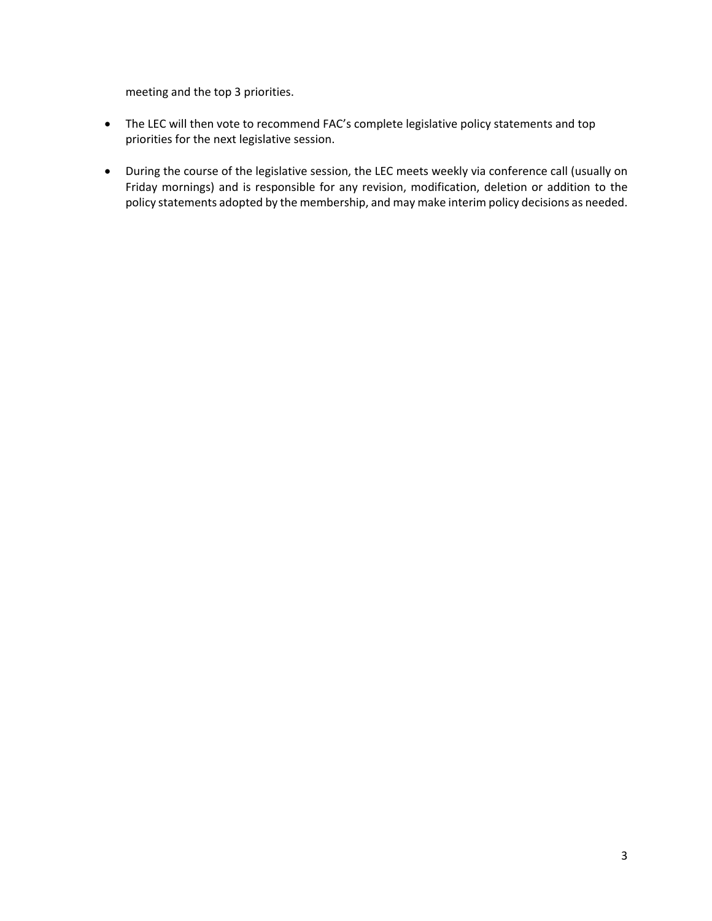meeting and the top 3 priorities.

- The LEC will then vote to recommend FAC's complete legislative policy statements and top priorities for the next legislative session.

- During the course of the legislative session, the LEC meets weekly via conference call (usually on Friday mornings) and is responsible for any revision, modification, deletion or addition to the policy statements adopted by the membership, and may make interim policy decisions as needed.